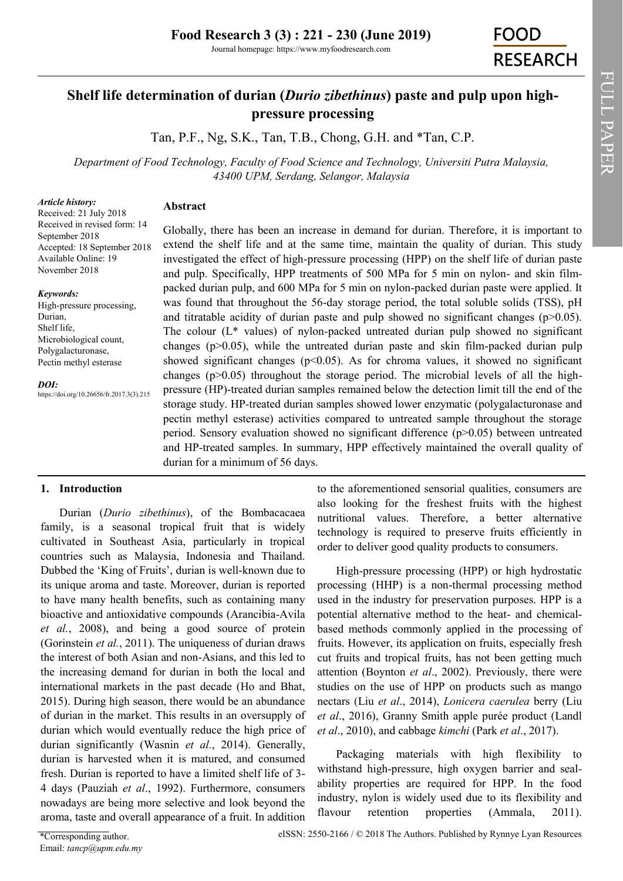# Shelf life determination of durian (*Durio zibethinus*) paste and pulp upon high-pressure processing

Tan, P.F., Ng, S.K., Tan, T.B., Chong, G.H. and *Tan, C.P.

*Department of Food Technology, Faculty of Food Science and Technology, Universiti Putra Malaysia, 43400 UPM, Serdang, Selangor, Malaysia*

*Article history:*
Received: 21 July 2018
Received in revised form: 14 September 2018
Accepted: 18 September 2018
Available Online: 19 November 2018

*Keywords:*
High-pressure processing,
Durian,
Shelf life,
Microbiological count,
Polygalacturonase,
Pectin methyl esterase

*DOI:*
https://doi.org/10.26656/fr.2017.3(3).215

## Abstract

Globally, there has been an increase in demand for durian. Therefore, it is important to extend the shelf life and at the same time, maintain the quality of durian. This study investigated the effect of high-pressure processing (HPP) on the shelf life of durian paste and pulp. Specifically, HPP treatments of 500 MPa for 5 min on nylon- and skin film-packed durian pulp, and 600 MPa for 5 min on nylon-packed durian paste were applied. It was found that throughout the 56-day storage period, the total soluble solids (TSS), pH and titratable acidity of durian paste and pulp showed no significant changes ($p>0.05$). The colour (L* values) of nylon-packed untreated durian pulp showed no significant changes ($p>0.05$), while the untreated durian paste and skin film-packed durian pulp showed significant changes ($p<0.05$). As for chroma values, it showed no significant changes ($p>0.05$) throughout the storage period. The microbial levels of all the high-pressure (HP)-treated durian samples remained below the detection limit till the end of the storage study. HP-treated durian samples showed lower enzymatic (polygalacturonase and pectin methyl esterase) activities compared to untreated sample throughout the storage period. Sensory evaluation showed no significant difference ($p>0.05$) between untreated and HP-treated samples. In summary, HPP effectively maintained the overall quality of durian for a minimum of 56 days.

## 1. Introduction

Durian (*Durio zibethinus*), of the Bombacacaea family, is a seasonal tropical fruit that is widely cultivated in Southeast Asia, particularly in tropical countries such as Malaysia, Indonesia and Thailand. Dubbed the 'King of Fruits', durian is well-known due to its unique aroma and taste. Moreover, durian is reported to have many health benefits, such as containing many bioactive and antioxidative compounds (Arancibia-Avila *et al.*, 2008), and being a good source of protein (Gorinstein *et al.*, 2011). The uniqueness of durian draws the interest of both Asian and non-Asians, and this led to the increasing demand for durian in both the local and international markets in the past decade (Ho and Bhat, 2015). During high season, there would be an abundance of durian in the market. This results in an oversupply of durian which would eventually reduce the high price of durian significantly (Wasnin *et al.*, 2014). Generally, durian is harvested when it is matured, and consumed fresh. Durian is reported to have a limited shelf life of 3-4 days (Pauziah *et al*., 1992). Furthermore, consumers nowadays are being more selective and look beyond the aroma, taste and overall appearance of a fruit. In addition to the aforementioned sensorial qualities, consumers are also looking for the freshest fruits with the highest nutritional values. Therefore, a better alternative technology is required to preserve fruits efficiently in order to deliver good quality products to consumers.

High-pressure processing (HPP) or high hydrostatic processing (HHP) is a non-thermal processing method used in the industry for preservation purposes. HPP is a potential alternative method to the heat- and chemical-based methods commonly applied in the processing of fruits. However, its application on fruits, especially fresh cut fruits and tropical fruits, has not been getting much attention (Boynton *et al*., 2002). Previously, there were studies on the use of HPP on products such as mango nectars (Liu *et al*., 2014), *Lonicera caerulea* berry (Liu *et al*., 2016), Granny Smith apple purée product (Landl *et al*., 2010), and cabbage *kimchi* (Park *et al*., 2017).

Packaging materials with high flexibility to withstand high-pressure, high oxygen barrier and seal-ability properties are required for HPP. In the food industry, nylon is widely used due to its flexibility and flavour retention properties (Ammala, 2011).

*Corresponding author.
Email: *tancp@upm.edu.my*

eISSN: 2550-2166 / © 2018 The Authors. Published by Rynnye Lyan Resources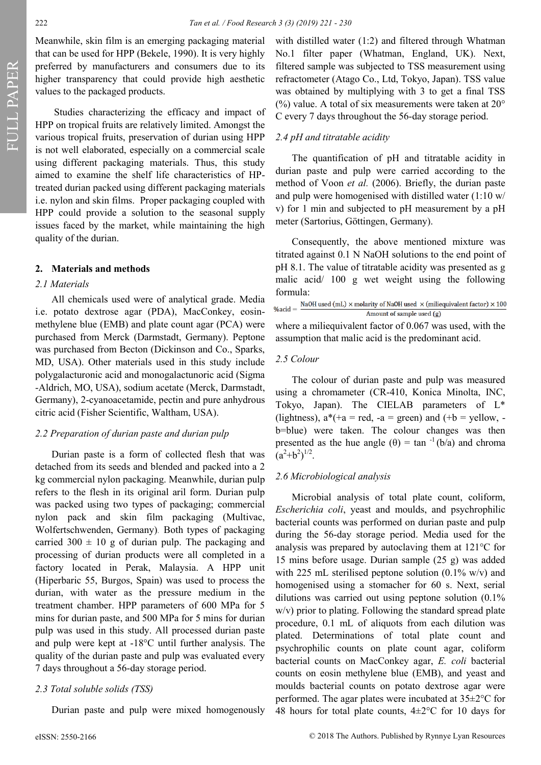Meanwhile, skin film is an emerging packaging material that can be used for HPP (Bekele, 1990). It is very highly preferred by manufacturers and consumers due to its higher transparency that could provide high aesthetic values to the packaged products.

Studies characterizing the efficacy and impact of HPP on tropical fruits are relatively limited. Amongst the various tropical fruits, preservation of durian using HPP is not well elaborated, especially on a commercial scale using different packaging materials. Thus, this study aimed to examine the shelf life characteristics of HPP-treated durian packed using different packaging materials i.e. nylon and skin films. Proper packaging coupled with HPP could provide a solution to the seasonal supply issues faced by the market, while maintaining the high quality of the durian.

## 2. Materials and methods

### *2.1 Materials*

All chemicals used were of analytical grade. Media i.e. potato dextrose agar (PDA), MacConkey, eosin-methylene blue (EMB) and plate count agar (PCA) were purchased from Merck (Darmstadt, Germany). Peptone was purchased from Becton (Dickinson and Co., Sparks, MD, USA). Other materials used in this study include polygalacturonic acid and monogalactunoric acid (Sigma -Aldrich, MO, USA), sodium acetate (Merck, Darmstadt, Germany), 2-cyanoacetamide, pectin and pure anhydrous citric acid (Fisher Scientific, Waltham, USA).

### *2.2 Preparation of durian paste and durian pulp*

Durian paste is a form of collected flesh that was detached from its seeds and blended and packed into a 2 kg commercial nylon packaging. Meanwhile, durian pulp refers to the flesh in its original aril form. Durian pulp was packed using two types of packaging; commercial nylon pack and skin film packaging (Multivac, Wolfertschwenden, Germany). Both types of packaging carried 300 ± 10 g of durian pulp. The packaging and processing of durian products were all completed in a factory located in Perak, Malaysia. A HPP unit (Hiperbaric 55, Burgos, Spain) was used to process the durian, with water as the pressure medium in the treatment chamber. HPP parameters of 600 MPa for 5 mins for durian paste, and 500 MPa for 5 mins for durian pulp was used in this study. All processed durian paste and pulp were kept at -18°C until further analysis. The quality of the durian paste and pulp was evaluated every 7 days throughout a 56-day storage period.

### *2.3 Total soluble solids (TSS)*

Durian paste and pulp were mixed homogenously with distilled water (1:2) and filtered through Whatman No.1 filter paper (Whatman, England, UK). Next, filtered sample was subjected to TSS measurement using refractometer (Atago Co., Ltd, Tokyo, Japan). TSS value was obtained by multiplying with 3 to get a final TSS (%) value. A total of six measurements were taken at 20° C every 7 days throughout the 56-day storage period.

### *2.4 pH and titratable acidity*

The quantification of pH and titratable acidity in durian paste and pulp were carried according to the method of Voon *et al.* (2006). Briefly, the durian paste and pulp were homogenised with distilled water (1:10 w/v) for 1 min and subjected to pH measurement by a pH meter (Sartorius, Göttingen, Germany).

Consequently, the above mentioned mixture was titrated against 0.1 N NaOH solutions to the end point of pH 8.1. The value of titratable acidity was presented as g malic acid/ 100 g wet weight using the following formula:

$$\%\text{acid} = \frac{\text{NaOH used (mL)} \times \text{molarity of NaOH used} \times \text{(miliequivalent factor)} \times 100}{\text{Amount of sample used (g)}}$$

where a miliequivalent factor of 0.067 was used, with the assumption that malic acid is the predominant acid.

### *2.5 Colour*

The colour of durian paste and pulp was measured using a chromameter (CR-410, Konica Minolta, INC, Tokyo, Japan). The CIELAB parameters of L* (lightness), a*(+a = red, -a = green) and (+b = yellow, -b=blue) were taken. The colour changes was then presented as the hue angle ($\theta$) = $\tan^{-1}(b/a)$ and chroma $(a^2+b^2)^{1/2}$.

### *2.6 Microbiological analysis*

Microbial analysis of total plate count, coliform, *Escherichia coli*, yeast and moulds, and psychrophilic bacterial counts was performed on durian paste and pulp during the 56-day storage period. Media used for the analysis was prepared by autoclaving them at 121°C for 15 mins before usage. Durian sample (25 g) was added with 225 mL sterilised peptone solution (0.1% w/v) and homogenised using a stomacher for 60 s. Next, serial dilutions was carried out using peptone solution (0.1% w/v) prior to plating. Following the standard spread plate procedure, 0.1 mL of aliquots from each dilution was plated. Determinations of total plate count and psychrophilic counts on plate count agar, coliform bacterial counts on MacConkey agar, *E. coli* bacterial counts on eosin methylene blue (EMB), and yeast and moulds bacterial counts on potato dextrose agar were performed. The agar plates were incubated at 35±2°C for 48 hours for total plate counts, 4±2°C for 10 days for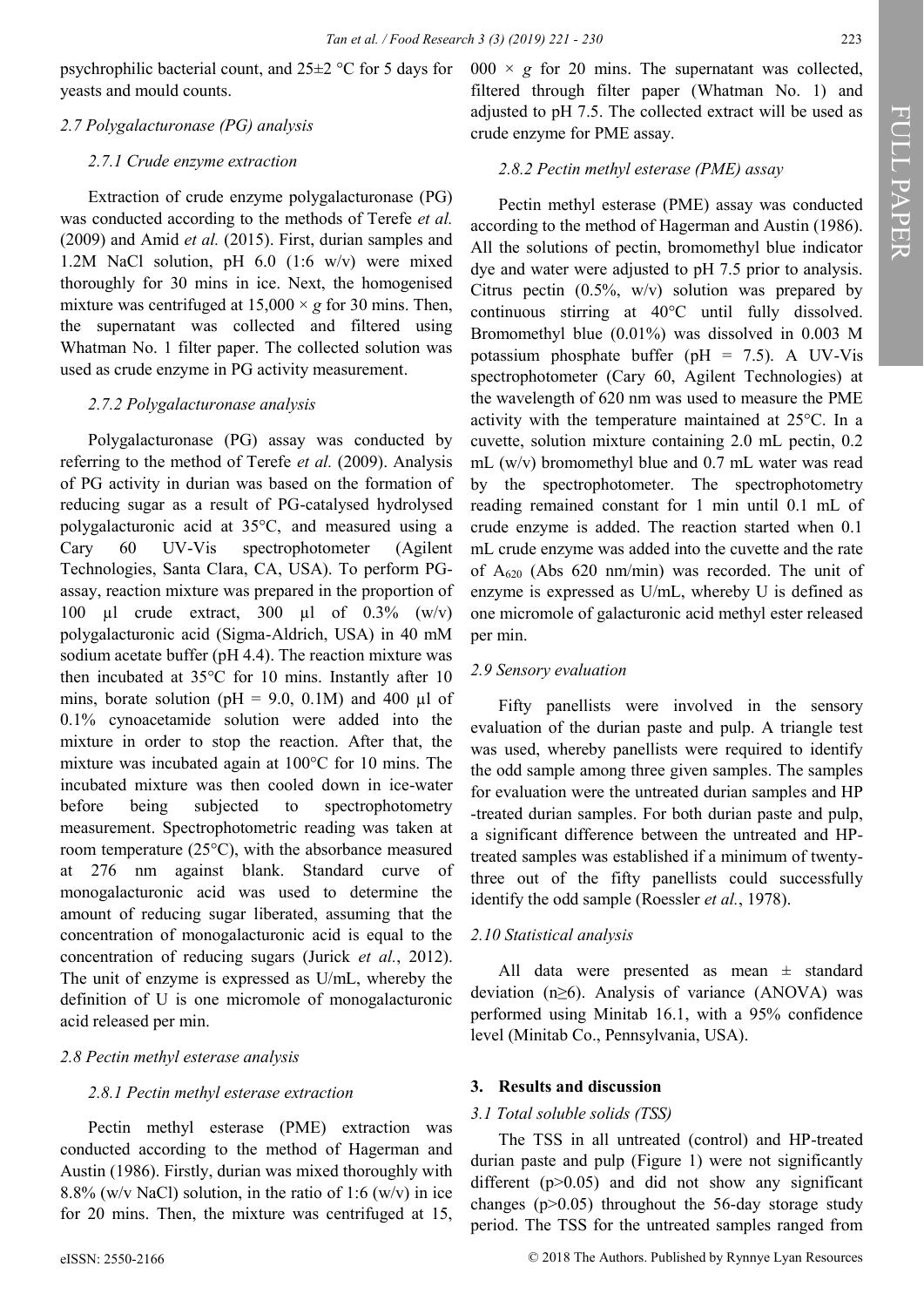psychrophilic bacterial count, and 25±2 °C for 5 days for yeasts and mould counts.

### 2.7 Polygalacturonase (PG) analysis

#### 2.7.1 Crude enzyme extraction

Extraction of crude enzyme polygalacturonase (PG) was conducted according to the methods of Terefe *et al.* (2009) and Amid *et al.* (2015). First, durian samples and 1.2M NaCl solution, pH 6.0 (1:6 w/v) were mixed thoroughly for 30 mins in ice. Next, the homogenised mixture was centrifuged at 15,000 × *g* for 30 mins. Then, the supernatant was collected and filtered using Whatman No. 1 filter paper. The collected solution was used as crude enzyme in PG activity measurement.

#### 2.7.2 Polygalacturonase analysis

Polygalacturonase (PG) assay was conducted by referring to the method of Terefe *et al.* (2009). Analysis of PG activity in durian was based on the formation of reducing sugar as a result of PG-catalysed hydrolysed polygalacturonic acid at 35°C, and measured using a Cary 60 UV-Vis spectrophotometer (Agilent Technologies, Santa Clara, CA, USA). To perform PG-assay, reaction mixture was prepared in the proportion of 100 µl crude extract, 300 µl of 0.3% (w/v) polygalacturonic acid (Sigma-Aldrich, USA) in 40 mM sodium acetate buffer (pH 4.4). The reaction mixture was then incubated at 35°C for 10 mins. Instantly after 10 mins, borate solution (pH = 9.0, 0.1M) and 400 µl of 0.1% cynoacetamide solution were added into the mixture in order to stop the reaction. After that, the mixture was incubated again at 100°C for 10 mins. The incubated mixture was then cooled down in ice-water before being subjected to spectrophotometry measurement. Spectrophotometric reading was taken at room temperature (25°C), with the absorbance measured at 276 nm against blank. Standard curve of monogalacturonic acid was used to determine the amount of reducing sugar liberated, assuming that the concentration of monogalacturonic acid is equal to the concentration of reducing sugars (Jurick *et al.*, 2012). The unit of enzyme is expressed as U/mL, whereby the definition of U is one micromole of monogalacturonic acid released per min.

### 2.8 Pectin methyl esterase analysis

#### 2.8.1 Pectin methyl esterase extraction

Pectin methyl esterase (PME) extraction was conducted according to the method of Hagerman and Austin (1986). Firstly, durian was mixed thoroughly with 8.8% (w/v NaCl) solution, in the ratio of 1:6 (w/v) in ice for 20 mins. Then, the mixture was centrifuged at 15, 000 × *g* for 20 mins. The supernatant was collected, filtered through filter paper (Whatman No. 1) and adjusted to pH 7.5. The collected extract will be used as crude enzyme for PME assay.

#### 2.8.2 Pectin methyl esterase (PME) assay

Pectin methyl esterase (PME) assay was conducted according to the method of Hagerman and Austin (1986). All the solutions of pectin, bromomethyl blue indicator dye and water were adjusted to pH 7.5 prior to analysis. Citrus pectin (0.5%, w/v) solution was prepared by continuous stirring at 40°C until fully dissolved. Bromomethyl blue (0.01%) was dissolved in 0.003 M potassium phosphate buffer (pH = 7.5). A UV-Vis spectrophotometer (Cary 60, Agilent Technologies) at the wavelength of 620 nm was used to measure the PME activity with the temperature maintained at 25°C. In a cuvette, solution mixture containing 2.0 mL pectin, 0.2 mL (w/v) bromomethyl blue and 0.7 mL water was read by the spectrophotometer. The spectrophotometry reading remained constant for 1 min until 0.1 mL of crude enzyme is added. The reaction started when 0.1 mL crude enzyme was added into the cuvette and the rate of $A_{620}$ (Abs 620 nm/min) was recorded. The unit of enzyme is expressed as U/mL, whereby U is defined as one micromole of galacturonic acid methyl ester released per min.

### 2.9 Sensory evaluation

Fifty panellists were involved in the sensory evaluation of the durian paste and pulp. A triangle test was used, whereby panellists were required to identify the odd sample among three given samples. The samples for evaluation were the untreated durian samples and HP-treated durian samples. For both durian paste and pulp, a significant difference between the untreated and HP-treated samples was established if a minimum of twenty-three out of the fifty panellists could successfully identify the odd sample (Roessler *et al.*, 1978).

### 2.10 Statistical analysis

All data were presented as mean ± standard deviation (n≥6). Analysis of variance (ANOVA) was performed using Minitab 16.1, with a 95% confidence level (Minitab Co., Pennsylvania, USA).

## 3. Results and discussion

### 3.1 Total soluble solids (TSS)

The TSS in all untreated (control) and HP-treated durian paste and pulp (Figure 1) were not significantly different ($p>0.05$) and did not show any significant changes ($p>0.05$) throughout the 56-day storage study period. The TSS for the untreated samples ranged from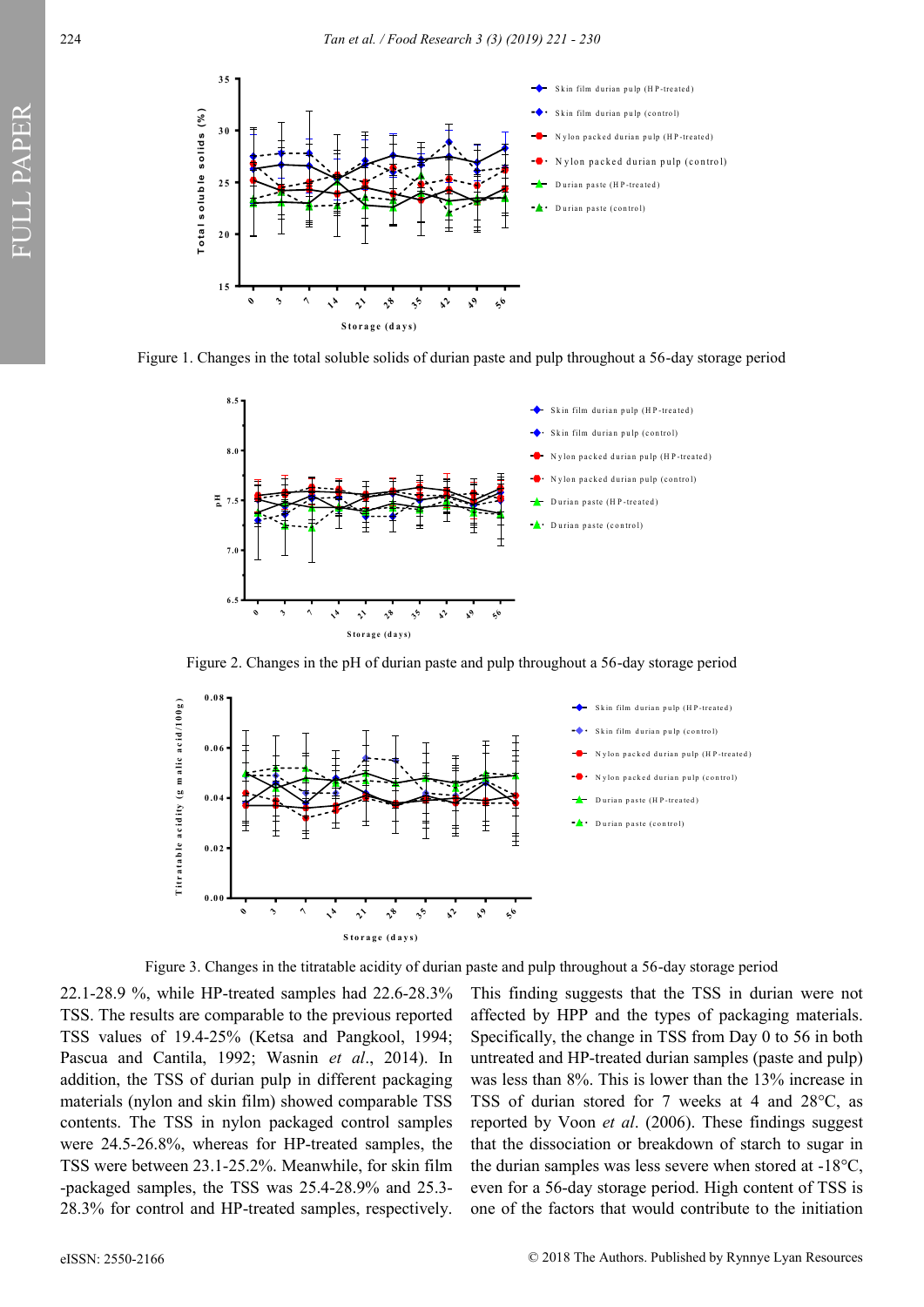Figure 1. Changes in the total soluble solids of durian paste and pulp throughout a 56-day storage period

Figure 2. Changes in the pH of durian paste and pulp throughout a 56-day storage period

Figure 3. Changes in the titratable acidity of durian paste and pulp throughout a 56-day storage period

22.1-28.9 %, while HP-treated samples had 22.6-28.3% TSS. The results are comparable to the previous reported TSS values of 19.4-25% (Ketsa and Pangkool, 1994; Pascua and Cantila, 1992; Wasnin *et al*., 2014). In addition, the TSS of durian pulp in different packaging materials (nylon and skin film) showed comparable TSS contents. The TSS in nylon packaged control samples were 24.5-26.8%, whereas for HP-treated samples, the TSS were between 23.1-25.2%. Meanwhile, for skin film -packaged samples, the TSS was 25.4-28.9% and 25.3-28.3% for control and HP-treated samples, respectively. This finding suggests that the TSS in durian were not affected by HPP and the types of packaging materials. Specifically, the change in TSS from Day 0 to 56 in both untreated and HP-treated durian samples (paste and pulp) was less than 8%. This is lower than the 13% increase in TSS of durian stored for 7 weeks at 4 and 28°C, as reported by Voon *et al*. (2006). These findings suggest that the dissociation or breakdown of starch to sugar in the durian samples was less severe when stored at -18°C, even for a 56-day storage period. High content of TSS is one of the factors that would contribute to the initiation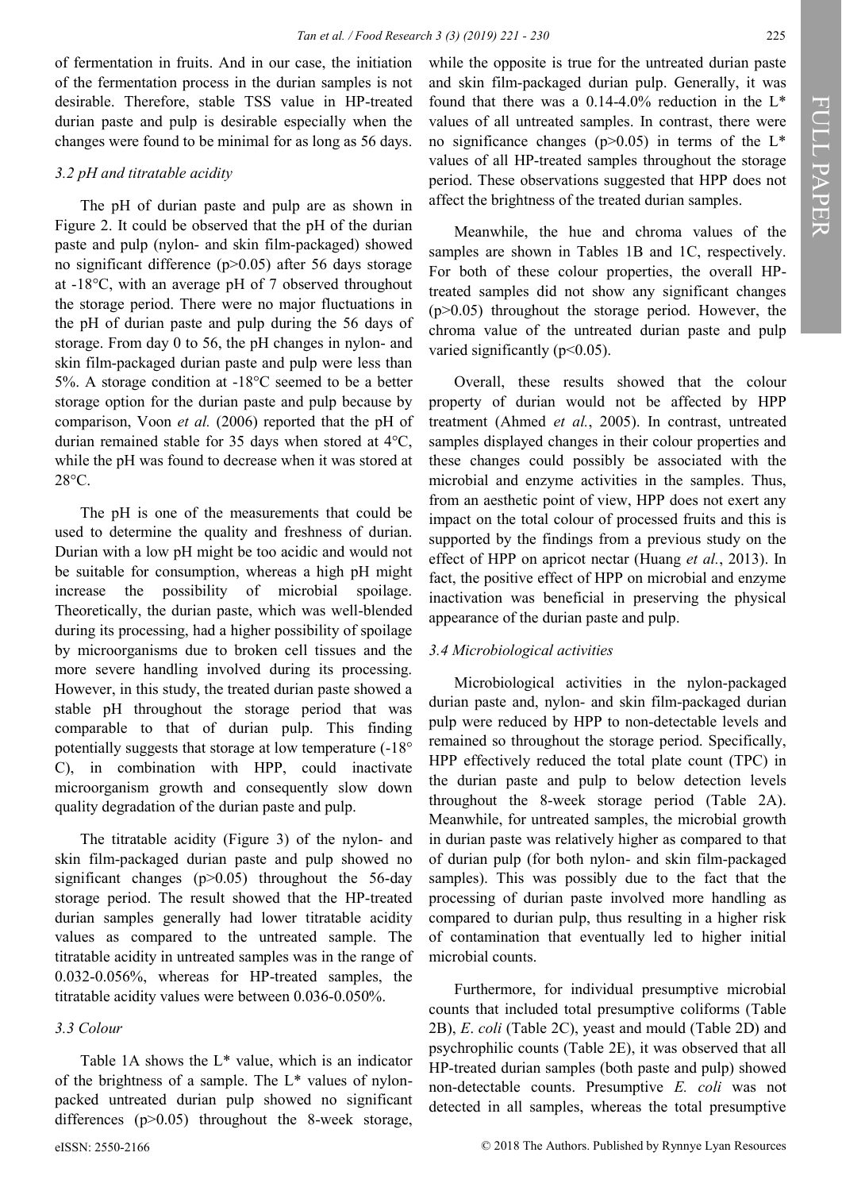of fermentation in fruits. And in our case, the initiation of the fermentation process in the durian samples is not desirable. Therefore, stable TSS value in HP-treated durian paste and pulp is desirable especially when the changes were found to be minimal for as long as 56 days.

### 3.2 pH and titratable acidity

The pH of durian paste and pulp are as shown in Figure 2. It could be observed that the pH of the durian paste and pulp (nylon- and skin film-packaged) showed no significant difference ($p>0.05$) after 56 days storage at -18°C, with an average pH of 7 observed throughout the storage period. There were no major fluctuations in the pH of durian paste and pulp during the 56 days of storage. From day 0 to 56, the pH changes in nylon- and skin film-packaged durian paste and pulp were less than 5%. A storage condition at -18°C seemed to be a better storage option for the durian paste and pulp because by comparison, Voon *et al.* (2006) reported that the pH of durian remained stable for 35 days when stored at 4°C, while the pH was found to decrease when it was stored at 28°C.

The pH is one of the measurements that could be used to determine the quality and freshness of durian. Durian with a low pH might be too acidic and would not be suitable for consumption, whereas a high pH might increase the possibility of microbial spoilage. Theoretically, the durian paste, which was well-blended during its processing, had a higher possibility of spoilage by microorganisms due to broken cell tissues and the more severe handling involved during its processing. However, in this study, the treated durian paste showed a stable pH throughout the storage period that was comparable to that of durian pulp. This finding potentially suggests that storage at low temperature (-18°C), in combination with HPP, could inactivate microorganism growth and consequently slow down quality degradation of the durian paste and pulp.

The titratable acidity (Figure 3) of the nylon- and skin film-packaged durian paste and pulp showed no significant changes ($p>0.05$) throughout the 56-day storage period. The result showed that the HP-treated durian samples generally had lower titratable acidity values as compared to the untreated sample. The titratable acidity in untreated samples was in the range of 0.032-0.056%, whereas for HP-treated samples, the titratable acidity values were between 0.036-0.050%.

### 3.3 Colour

Table 1A shows the L* value, which is an indicator of the brightness of a sample. The L* values of nylon-packed untreated durian pulp showed no significant differences ($p>0.05$) throughout the 8-week storage, while the opposite is true for the untreated durian paste and skin film-packaged durian pulp. Generally, it was found that there was a 0.14-4.0% reduction in the L* values of all untreated samples. In contrast, there were no significance changes ($p>0.05$) in terms of the L* values of all HP-treated samples throughout the storage period. These observations suggested that HPP does not affect the brightness of the treated durian samples.

Meanwhile, the hue and chroma values of the samples are shown in Tables 1B and 1C, respectively. For both of these colour properties, the overall HP-treated samples did not show any significant changes ($p>0.05$) throughout the storage period. However, the chroma value of the untreated durian paste and pulp varied significantly ($p<0.05$).

Overall, these results showed that the colour property of durian would not be affected by HPP treatment (Ahmed *et al.*, 2005). In contrast, untreated samples displayed changes in their colour properties and these changes could possibly be associated with the microbial and enzyme activities in the samples. Thus, from an aesthetic point of view, HPP does not exert any impact on the total colour of processed fruits and this is supported by the findings from a previous study on the effect of HPP on apricot nectar (Huang *et al.*, 2013). In fact, the positive effect of HPP on microbial and enzyme inactivation was beneficial in preserving the physical appearance of the durian paste and pulp.

### 3.4 Microbiological activities

Microbiological activities in the nylon-packaged durian paste and, nylon- and skin film-packaged durian pulp were reduced by HPP to non-detectable levels and remained so throughout the storage period. Specifically, HPP effectively reduced the total plate count (TPC) in the durian paste and pulp to below detection levels throughout the 8-week storage period (Table 2A). Meanwhile, for untreated samples, the microbial growth in durian paste was relatively higher as compared to that of durian pulp (for both nylon- and skin film-packaged samples). This was possibly due to the fact that the processing of durian paste involved more handling as compared to durian pulp, thus resulting in a higher risk of contamination that eventually led to higher initial microbial counts.

Furthermore, for individual presumptive microbial counts that included total presumptive coliforms (Table 2B), *E. coli* (Table 2C), yeast and mould (Table 2D) and psychrophilic counts (Table 2E), it was observed that all HP-treated durian samples (both paste and pulp) showed non-detectable counts. Presumptive *E. coli* was not detected in all samples, whereas the total presumptive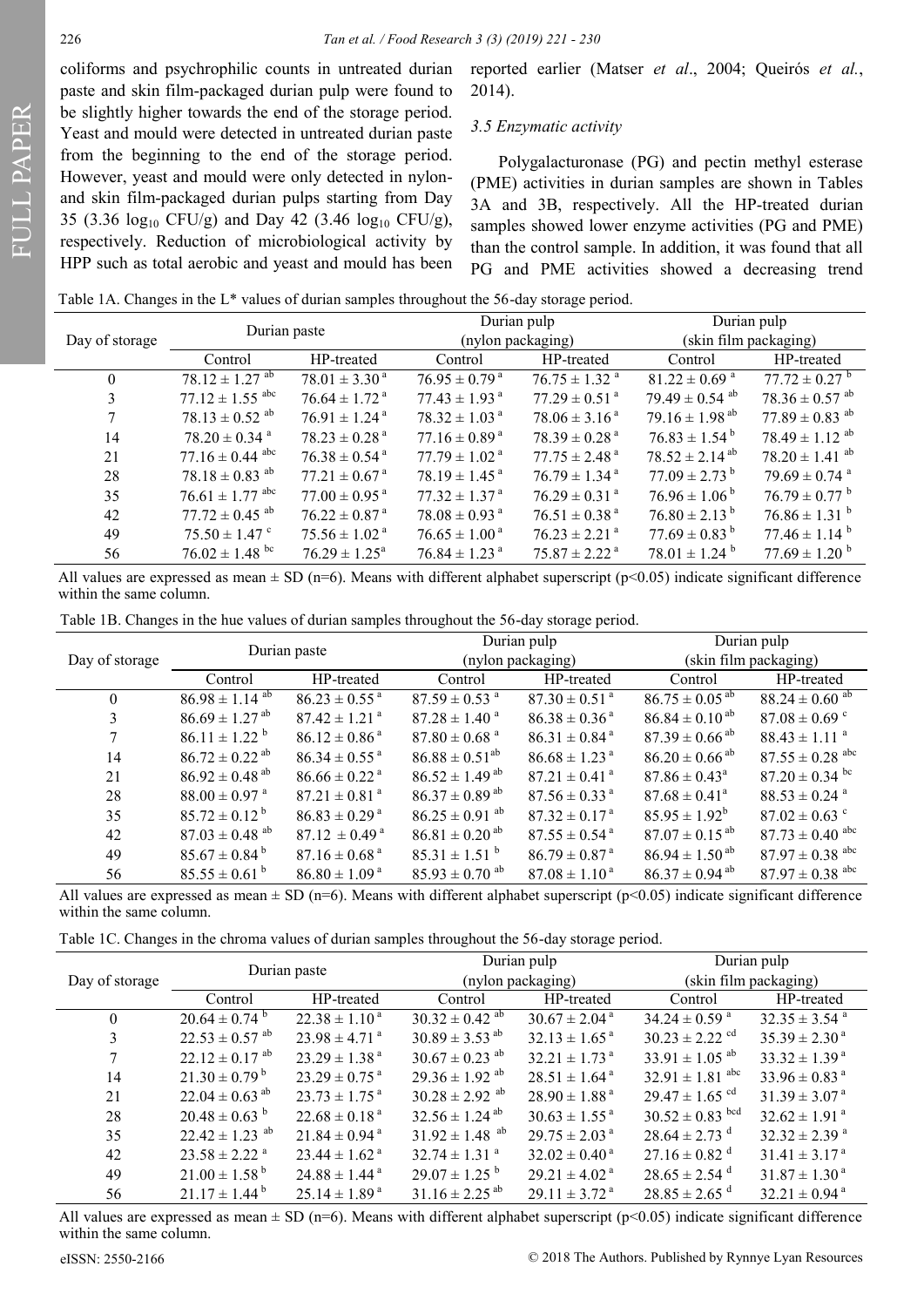coliforms and psychrophilic counts in untreated durian paste and skin film-packaged durian pulp were found to be slightly higher towards the end of the storage period. Yeast and mould were detected in untreated durian paste from the beginning to the end of the storage period. However, yeast and mould were only detected in nylon- and skin film-packaged durian pulps starting from Day 35 (3.36 $log_{10}$ CFU/g) and Day 42 (3.46 $log_{10}$ CFU/g), respectively. Reduction of microbiological activity by HPP such as total aerobic and yeast and mould has been reported earlier (Matser *et al*., 2004; Queirós *et al.*, 2014).

### *3.5 Enzymatic activity*

Polygalacturonase (PG) and pectin methyl esterase (PME) activities in durian samples are shown in Tables 3A and 3B, respectively. All the HP-treated durian samples showed lower enzyme activities (PG and PME) than the control sample. In addition, it was found that all PG and PME activities showed a decreasing trend

Table 1A. Changes in the L* values of durian samples throughout the 56-day storage period.

| Day of storage | Durian paste | | Durian pulp (nylon packaging) | | Durian pulp (skin film packaging) | |
|---|---|---|---|---|---|---|
| | Control | HP-treated | Control | HP-treated | Control | HP-treated |
| 0 | 78.12 ± 1.27 $^{ab}$ | 78.01 ± 3.30 $^{a}$ | 76.95 ± 0.79 $^{a}$ | 76.75 ± 1.32 $^{a}$ | 81.22 ± 0.69 $^{a}$ | 77.72 ± 0.27 $^{b}$ |
| 3 | 77.12 ± 1.55 $^{abc}$ | 76.64 ± 1.72 $^{a}$ | 77.43 ± 1.93 $^{a}$ | 77.29 ± 0.51 $^{a}$ | 79.49 ± 0.54 $^{ab}$ | 78.36 ± 0.57 $^{ab}$ |
| 7 | 78.13 ± 0.52 $^{ab}$ | 76.91 ± 1.24 $^{a}$ | 78.32 ± 1.03 $^{a}$ | 78.06 ± 3.16 $^{a}$ | 79.16 ± 1.98 $^{ab}$ | 77.89 ± 0.83 $^{ab}$ |
| 14 | 78.20 ± 0.34 $^{a}$ | 78.23 ± 0.28 $^{a}$ | 77.16 ± 0.89 $^{a}$ | 78.39 ± 0.28 $^{a}$ | 76.83 ± 1.54 $^{b}$ | 78.49 ± 1.12 $^{ab}$ |
| 21 | 77.16 ± 0.44 $^{abc}$ | 76.38 ± 0.54 $^{a}$ | 77.79 ± 1.02 $^{a}$ | 77.75 ± 2.48 $^{a}$ | 78.52 ± 2.14 $^{ab}$ | 78.20 ± 1.41 $^{ab}$ |
| 28 | 78.18 ± 0.83 $^{ab}$ | 77.21 ± 0.67 $^{a}$ | 78.19 ± 1.45 $^{a}$ | 76.79 ± 1.34 $^{a}$ | 77.09 ± 2.73 $^{b}$ | 79.69 ± 0.74 $^{a}$ |
| 35 | 76.61 ± 1.77 $^{abc}$ | 77.00 ± 0.95 $^{a}$ | 77.32 ± 1.37 $^{a}$ | 76.29 ± 0.31 $^{a}$ | 76.96 ± 1.06 $^{b}$ | 76.79 ± 0.77 $^{b}$ |
| 42 | 77.72 ± 0.45 $^{ab}$ | 76.22 ± 0.87 $^{a}$ | 78.08 ± 0.93 $^{a}$ | 76.51 ± 0.38 $^{a}$ | 76.80 ± 2.13 $^{b}$ | 76.86 ± 1.31 $^{b}$ |
| 49 | 75.50 ± 1.47 $^{c}$ | 75.56 ± 1.02 $^{a}$ | 76.65 ± 1.00 $^{a}$ | 76.23 ± 2.21 $^{a}$ | 77.69 ± 0.83 $^{b}$ | 77.46 ± 1.14 $^{b}$ |
| 56 | 76.02 ± 1.48 $^{bc}$ | 76.29 ± 1.25$^{a}$ | 76.84 ± 1.23 $^{a}$ | 75.87 ± 2.22 $^{a}$ | 78.01 ± 1.24 $^{b}$ | 77.69 ± 1.20 $^{b}$ |

All values are expressed as mean ± SD (n=6). Means with different alphabet superscript ($p<0.05$) indicate significant difference within the same column.

Table 1B. Changes in the hue values of durian samples throughout the 56-day storage period.

| Day of storage | Durian paste | | Durian pulp (nylon packaging) | | Durian pulp (skin film packaging) | |
|---|---|---|---|---|---|---|
| | Control | HP-treated | Control | HP-treated | Control | HP-treated |
| 0 | 86.98 ± 1.14 $^{ab}$ | 86.23 ± 0.55 $^{a}$ | 87.59 ± 0.53 $^{a}$ | 87.30 ± 0.51 $^{a}$ | 86.75 ± 0.05 $^{ab}$ | 88.24 ± 0.60 $^{ab}$ |
| 3 | 86.69 ± 1.27 $^{ab}$ | 87.42 ± 1.21 $^{a}$ | 87.28 ± 1.40 $^{a}$ | 86.38 ± 0.36 $^{a}$ | 86.84 ± 0.10 $^{ab}$ | 87.08 ± 0.69 $^{c}$ |
| 7 | 86.11 ± 1.22 $^{b}$ | 86.12 ± 0.86 $^{a}$ | 87.80 ± 0.68 $^{a}$ | 86.31 ± 0.84 $^{a}$ | 87.39 ± 0.66 $^{ab}$ | 88.43 ± 1.11 $^{a}$ |
| 14 | 86.72 ± 0.22 $^{ab}$ | 86.34 ± 0.55 $^{a}$ | 86.88 ± 0.51$^{ab}$ | 86.68 ± 1.23 $^{a}$ | 86.20 ± 0.66 $^{ab}$ | 87.55 ± 0.28 $^{abc}$ |
| 21 | 86.92 ± 0.48 $^{ab}$ | 86.66 ± 0.22 $^{a}$ | 86.52 ± 1.49 $^{ab}$ | 87.21 ± 0.41 $^{a}$ | 87.86 ± 0.43$^{a}$ | 87.20 ± 0.34 $^{bc}$ |
| 28 | 88.00 ± 0.97 $^{a}$ | 87.21 ± 0.81 $^{a}$ | 86.37 ± 0.89 $^{ab}$ | 87.56 ± 0.33 $^{a}$ | 87.68 ± 0.41$^{a}$ | 88.53 ± 0.24 $^{a}$ |
| 35 | 85.72 ± 0.12 $^{b}$ | 86.83 ± 0.29 $^{a}$ | 86.25 ± 0.91 $^{ab}$ | 87.32 ± 0.17 $^{a}$ | 85.95 ± 1.92$^{b}$ | 87.02 ± 0.63 $^{c}$ |
| 42 | 87.03 ± 0.48 $^{ab}$ | 87.12 ± 0.49 $^{a}$ | 86.81 ± 0.20 $^{ab}$ | 87.55 ± 0.54 $^{a}$ | 87.07 ± 0.15 $^{ab}$ | 87.73 ± 0.40 $^{abc}$ |
| 49 | 85.67 ± 0.84 $^{b}$ | 87.16 ± 0.68 $^{a}$ | 85.31 ± 1.51 $^{b}$ | 86.79 ± 0.87 $^{a}$ | 86.94 ± 1.50 $^{ab}$ | 87.97 ± 0.38 $^{abc}$ |
| 56 | 85.55 ± 0.61 $^{b}$ | 86.80 ± 1.09 $^{a}$ | 85.93 ± 0.70 $^{ab}$ | 87.08 ± 1.10 $^{a}$ | 86.37 ± 0.94 $^{ab}$ | 87.97 ± 0.38 $^{abc}$ |

All values are expressed as mean ± SD (n=6). Means with different alphabet superscript ($p<0.05$) indicate significant difference within the same column.

Table 1C. Changes in the chroma values of durian samples throughout the 56-day storage period.

| Day of storage | Durian paste | | Durian pulp (nylon packaging) | | Durian pulp (skin film packaging) | |
|---|---|---|---|---|---|---|
| | Control | HP-treated | Control | HP-treated | Control | HP-treated |
| 0 | 20.64 ± 0.74 $^{b}$ | 22.38 ± 1.10 $^{a}$ | 30.32 ± 0.42 $^{ab}$ | 30.67 ± 2.04 $^{a}$ | 34.24 ± 0.59 $^{a}$ | 32.35 ± 3.54 $^{a}$ |
| 3 | 22.53 ± 0.57 $^{ab}$ | 23.98 ± 4.71 $^{a}$ | 30.89 ± 3.53 $^{ab}$ | 32.13 ± 1.65 $^{a}$ | 30.23 ± 2.22 $^{cd}$ | 35.39 ± 2.30 $^{a}$ |
| 7 | 22.12 ± 0.17 $^{ab}$ | 23.29 ± 1.38 $^{a}$ | 30.67 ± 0.23 $^{ab}$ | 32.21 ± 1.73 $^{a}$ | 33.91 ± 1.05 $^{ab}$ | 33.32 ± 1.39 $^{a}$ |
| 14 | 21.30 ± 0.79 $^{b}$ | 23.29 ± 0.75 $^{a}$ | 29.36 ± 1.92 $^{ab}$ | 28.51 ± 1.64 $^{a}$ | 32.91 ± 1.81 $^{abc}$ | 33.96 ± 0.83 $^{a}$ |
| 21 | 22.04 ± 0.63 $^{ab}$ | 23.73 ± 1.75 $^{a}$ | 30.28 ± 2.92 $^{ab}$ | 28.90 ± 1.88 $^{a}$ | 29.47 ± 1.65 $^{cd}$ | 31.39 ± 3.07 $^{a}$ |
| 28 | 20.48 ± 0.63 $^{b}$ | 22.68 ± 0.18 $^{a}$ | 32.56 ± 1.24 $^{ab}$ | 30.63 ± 1.55 $^{a}$ | 30.52 ± 0.83 $^{bcd}$ | 32.62 ± 1.91 $^{a}$ |
| 35 | 22.42 ± 1.23 $^{ab}$ | 21.84 ± 0.94 $^{a}$ | 31.92 ± 1.48 $^{ab}$ | 29.75 ± 2.03 $^{a}$ | 28.64 ± 2.73 $^{d}$ | 32.32 ± 2.39 $^{a}$ |
| 42 | 23.58 ± 2.22 $^{a}$ | 23.44 ± 1.62 $^{a}$ | 32.74 ± 1.31 $^{a}$ | 32.02 ± 0.40 $^{a}$ | 27.16 ± 0.82 $^{d}$ | 31.41 ± 3.17 $^{a}$ |
| 49 | 21.00 ± 1.58 $^{b}$ | 24.88 ± 1.44 $^{a}$ | 29.07 ± 1.25 $^{b}$ | 29.21 ± 4.02 $^{a}$ | 28.65 ± 2.54 $^{d}$ | 31.87 ± 1.30 $^{a}$ |
| 56 | 21.17 ± 1.44 $^{b}$ | 25.14 ± 1.89 $^{a}$ | 31.16 ± 2.25 $^{ab}$ | 29.11 ± 3.72 $^{a}$ | 28.85 ± 2.65 $^{d}$ | 32.21 ± 0.94 $^{a}$ |

All values are expressed as mean ± SD (n=6). Means with different alphabet superscript ($p<0.05$) indicate significant difference within the same column.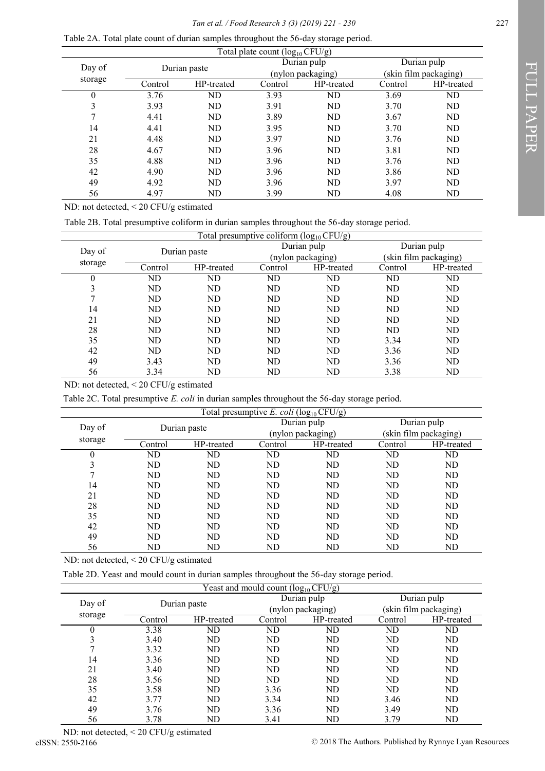Table 2A. Total plate count of durian samples throughout the 56-day storage period.

| Day of storage | Total plate count ($log_{10}$ CFU/g) | | | | | |
|---|---|---|---|---|---|---|
| | Durian paste | | Durian pulp (nylon packaging) | | Durian pulp (skin film packaging) | |
| | Control | HP-treated | Control | HP-treated | Control | HP-treated |
| 0 | 3.76 | ND | 3.93 | ND | 3.69 | ND |
| 3 | 3.93 | ND | 3.91 | ND | 3.70 | ND |
| 7 | 4.41 | ND | 3.89 | ND | 3.67 | ND |
| 14 | 4.41 | ND | 3.95 | ND | 3.70 | ND |
| 21 | 4.48 | ND | 3.97 | ND | 3.76 | ND |
| 28 | 4.67 | ND | 3.96 | ND | 3.81 | ND |
| 35 | 4.88 | ND | 3.96 | ND | 3.76 | ND |
| 42 | 4.90 | ND | 3.96 | ND | 3.86 | ND |
| 49 | 4.92 | ND | 3.96 | ND | 3.97 | ND |
| 56 | 4.97 | ND | 3.99 | ND | 4.08 | ND |

ND: not detected, < 20 CFU/g estimated

Table 2B. Total presumptive coliform in durian samples throughout the 56-day storage period.

| Day of storage | Total presumptive coliform ($log_{10}$ CFU/g) | | | | | |
|---|---|---|---|---|---|---|
| | Durian paste | | Durian pulp (nylon packaging) | | Durian pulp (skin film packaging) | |
| | Control | HP-treated | Control | HP-treated | Control | HP-treated |
| 0 | ND | ND | ND | ND | ND | ND |
| 3 | ND | ND | ND | ND | ND | ND |
| 7 | ND | ND | ND | ND | ND | ND |
| 14 | ND | ND | ND | ND | ND | ND |
| 21 | ND | ND | ND | ND | ND | ND |
| 28 | ND | ND | ND | ND | ND | ND |
| 35 | ND | ND | ND | ND | 3.34 | ND |
| 42 | ND | ND | ND | ND | 3.36 | ND |
| 49 | 3.43 | ND | ND | ND | 3.36 | ND |
| 56 | 3.34 | ND | ND | ND | 3.38 | ND |

ND: not detected, < 20 CFU/g estimated

Table 2C. Total presumptive *E. coli* in durian samples throughout the 56-day storage period.

| Day of storage | Total presumptive *E. coli* ($log_{10}$ CFU/g) | | | | | |
|---|---|---|---|---|---|---|
| | Durian paste | | Durian pulp (nylon packaging) | | Durian pulp (skin film packaging) | |
| | Control | HP-treated | Control | HP-treated | Control | HP-treated |
| 0 | ND | ND | ND | ND | ND | ND |
| 3 | ND | ND | ND | ND | ND | ND |
| 7 | ND | ND | ND | ND | ND | ND |
| 14 | ND | ND | ND | ND | ND | ND |
| 21 | ND | ND | ND | ND | ND | ND |
| 28 | ND | ND | ND | ND | ND | ND |
| 35 | ND | ND | ND | ND | ND | ND |
| 42 | ND | ND | ND | ND | ND | ND |
| 49 | ND | ND | ND | ND | ND | ND |
| 56 | ND | ND | ND | ND | ND | ND |

ND: not detected, < 20 CFU/g estimated

Table 2D. Yeast and mould count in durian samples throughout the 56-day storage period.

| Day of storage | Yeast and mould count ($log_{10}$ CFU/g) | | | | | |
|---|---|---|---|---|---|---|
| | Durian paste | | Durian pulp (nylon packaging) | | Durian pulp (skin film packaging) | |
| | Control | HP-treated | Control | HP-treated | Control | HP-treated |
| 0 | 3.38 | ND | ND | ND | ND | ND |
| 3 | 3.40 | ND | ND | ND | ND | ND |
| 7 | 3.32 | ND | ND | ND | ND | ND |
| 14 | 3.36 | ND | ND | ND | ND | ND |
| 21 | 3.40 | ND | ND | ND | ND | ND |
| 28 | 3.56 | ND | ND | ND | ND | ND |
| 35 | 3.58 | ND | 3.36 | ND | ND | ND |
| 42 | 3.77 | ND | 3.34 | ND | 3.46 | ND |
| 49 | 3.76 | ND | 3.36 | ND | 3.49 | ND |
| 56 | 3.78 | ND | 3.41 | ND | 3.79 | ND |

ND: not detected, < 20 CFU/g estimated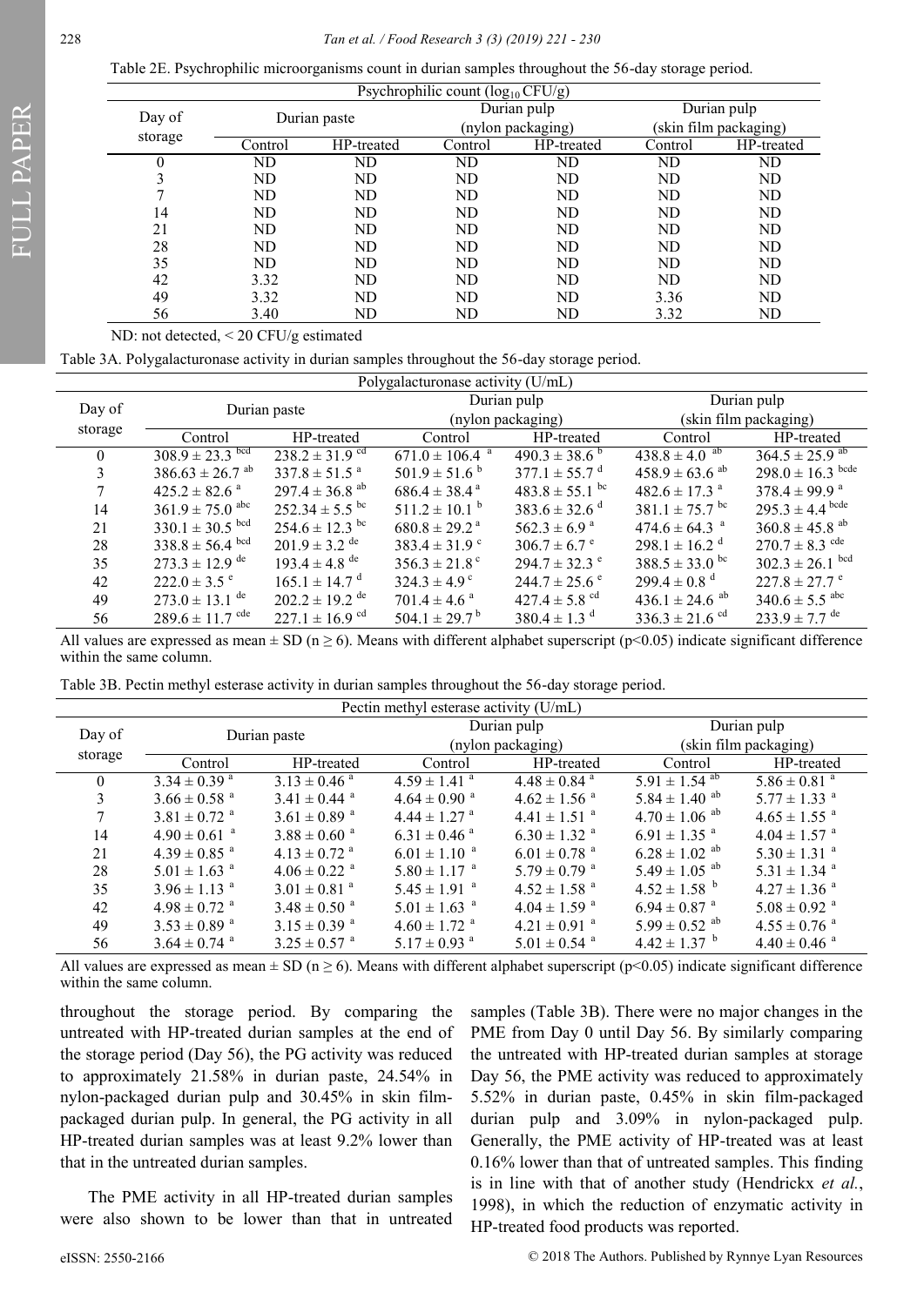Table 2E. Psychrophilic microorganisms count in durian samples throughout the 56-day storage period.

| Day of storage | Psychrophilic count ($log_{10}$ CFU/g) | | | | | |
|---|---|---|---|---|---|---|
| | Durian paste | | Durian pulp (nylon packaging) | | Durian pulp (skin film packaging) | |
| | Control | HP-treated | Control | HP-treated | Control | HP-treated |
| 0 | ND | ND | ND | ND | ND | ND |
| 3 | ND | ND | ND | ND | ND | ND |
| 7 | ND | ND | ND | ND | ND | ND |
| 14 | ND | ND | ND | ND | ND | ND |
| 21 | ND | ND | ND | ND | ND | ND |
| 28 | ND | ND | ND | ND | ND | ND |
| 35 | ND | ND | ND | ND | ND | ND |
| 42 | 3.32 | ND | ND | ND | ND | ND |
| 49 | 3.32 | ND | ND | ND | 3.36 | ND |
| 56 | 3.40 | ND | ND | ND | 3.32 | ND |

ND: not detected, < 20 CFU/g estimated

Table 3A. Polygalacturonase activity in durian samples throughout the 56-day storage period.

| Day of storage | Polygalacturonase activity (U/mL) | | | | | |
|---|---|---|---|---|---|---|
| | Durian paste | | Durian pulp (nylon packaging) | | Durian pulp (skin film packaging) | |
| | Control | HP-treated | Control | HP-treated | Control | HP-treated |
| 0 | 308.9 ± 23.3 [bcd] | 238.2 ± 31.9 [cd] | 671.0 ± 106.4 [a] | 490.3 ± 38.6 [b] | 438.8 ± 4.0 [ab] | 364.5 ± 25.9 [ab] |
| 3 | 386.63 ± 26.7 [ab] | 337.8 ± 51.5 [a] | 501.9 ± 51.6 [b] | 377.1 ± 55.7 [d] | 458.9 ± 63.6 [ab] | 298.0 ± 16.3 [bcde] |
| 7 | 425.2 ± 82.6 [a] | 297.4 ± 36.8 [ab] | 686.4 ± 38.4 [a] | 483.8 ± 55.1 [bc] | 482.6 ± 17.3 [a] | 378.4 ± 99.9 [a] |
| 14 | 361.9 ± 75.0 [abc] | 252.34 ± 5.5 [bc] | 511.2 ± 10.1 [b] | 383.6 ± 32.6 [d] | 381.1 ± 75.7 [bc] | 295.3 ± 4.4 [bcde] |
| 21 | 330.1 ± 30.5 [bcd] | 254.6 ± 12.3 [bc] | 680.8 ± 29.2 [a] | 562.3 ± 6.9 [a] | 474.6 ± 64.3 [a] | 360.8 ± 45.8 [ab] |
| 28 | 338.8 ± 56.4 [bcd] | 201.9 ± 3.2 [de] | 383.4 ± 31.9 [c] | 306.7 ± 6.7 [e] | 298.1 ± 16.2 [d] | 270.7 ± 8.3 [cde] |
| 35 | 273.3 ± 12.9 [de] | 193.4 ± 4.8 [de] | 356.3 ± 21.8 [c] | 294.7 ± 32.3 [e] | 388.5 ± 33.0 [bc] | 302.3 ± 26.1 [bcd] |
| 42 | 222.0 ± 3.5 [e] | 165.1 ± 14.7 [d] | 324.3 ± 4.9 [c] | 244.7 ± 25.6 [e] | 299.4 ± 0.8 [d] | 227.8 ± 27.7 [e] |
| 49 | 273.0 ± 13.1 [de] | 202.2 ± 19.2 [de] | 701.4 ± 4.6 [a] | 427.4 ± 5.8 [cd] | 436.1 ± 24.6 [ab] | 340.6 ± 5.5 [abc] |
| 56 | 289.6 ± 11.7 [cde] | 227.1 ± 16.9 [cd] | 504.1 ± 29.7 [b] | 380.4 ± 1.3 [d] | 336.3 ± 21.6 [cd] | 233.9 ± 7.7 [de] |

All values are expressed as mean ± SD ($n \geq 6$). Means with different alphabet superscript ($p<0.05$) indicate significant difference within the same column.

Table 3B. Pectin methyl esterase activity in durian samples throughout the 56-day storage period.

| Day of storage | Pectin methyl esterase activity (U/mL) | | | | | |
|---|---|---|---|---|---|---|
| | Durian paste | | Durian pulp (nylon packaging) | | Durian pulp (skin film packaging) | |
| | Control | HP-treated | Control | HP-treated | Control | HP-treated |
| 0 | 3.34 ± 0.39 [a] | 3.13 ± 0.46 [a] | 4.59 ± 1.41 [a] | 4.48 ± 0.84 [a] | 5.91 ± 1.54 [ab] | 5.86 ± 0.81 [a] |
| 3 | 3.66 ± 0.58 [a] | 3.41 ± 0.44 [a] | 4.64 ± 0.90 [a] | 4.62 ± 1.56 [a] | 5.84 ± 1.40 [ab] | 5.77 ± 1.33 [a] |
| 7 | 3.81 ± 0.72 [a] | 3.61 ± 0.89 [a] | 4.44 ± 1.27 [a] | 4.41 ± 1.51 [a] | 4.70 ± 1.06 [ab] | 4.65 ± 1.55 [a] |
| 14 | 4.90 ± 0.61 [a] | 3.88 ± 0.60 [a] | 6.31 ± 0.46 [a] | 6.30 ± 1.32 [a] | 6.91 ± 1.35 [a] | 4.04 ± 1.57 [a] |
| 21 | 4.39 ± 0.85 [a] | 4.13 ± 0.72 [a] | 6.01 ± 1.10 [a] | 6.01 ± 0.78 [a] | 6.28 ± 1.02 [ab] | 5.30 ± 1.31 [a] |
| 28 | 5.01 ± 1.63 [a] | 4.06 ± 0.22 [a] | 5.80 ± 1.17 [a] | 5.79 ± 0.79 [a] | 5.49 ± 1.05 [ab] | 5.31 ± 1.34 [a] |
| 35 | 3.96 ± 1.13 [a] | 3.01 ± 0.81 [a] | 5.45 ± 1.91 [a] | 4.52 ± 1.58 [a] | 4.52 ± 1.58 [b] | 4.27 ± 1.36 [a] |
| 42 | 4.98 ± 0.72 [a] | 3.48 ± 0.50 [a] | 5.01 ± 1.63 [a] | 4.04 ± 1.59 [a] | 6.94 ± 0.87 [a] | 5.08 ± 0.92 [a] |
| 49 | 3.53 ± 0.89 [a] | 3.15 ± 0.39 [a] | 4.60 ± 1.72 [a] | 4.21 ± 0.91 [a] | 5.99 ± 0.52 [ab] | 4.55 ± 0.76 [a] |
| 56 | 3.64 ± 0.74 [a] | 3.25 ± 0.57 [a] | 5.17 ± 0.93 [a] | 5.01 ± 0.54 [a] | 4.42 ± 1.37 [b] | 4.40 ± 0.46 [a] |

All values are expressed as mean ± SD ($n \geq 6$). Means with different alphabet superscript ($p<0.05$) indicate significant difference within the same column.

throughout the storage period. By comparing the untreated with HP-treated durian samples at the end of the storage period (Day 56), the PG activity was reduced to approximately 21.58% in durian paste, 24.54% in nylon-packaged durian pulp and 30.45% in skin film-packaged durian pulp. In general, the PG activity in all HP-treated durian samples was at least 9.2% lower than that in the untreated durian samples.

The PME activity in all HP-treated durian samples were also shown to be lower than that in untreated samples (Table 3B). There were no major changes in the PME from Day 0 until Day 56. By similarly comparing the untreated with HP-treated durian samples at storage Day 56, the PME activity was reduced to approximately 5.52% in durian paste, 0.45% in skin film-packaged durian pulp and 3.09% in nylon-packaged pulp. Generally, the PME activity of HP-treated was at least 0.16% lower than that of untreated samples. This finding is in line with that of another study (Hendrickx *et al.*, 1998), in which the reduction of enzymatic activity in HP-treated food products was reported.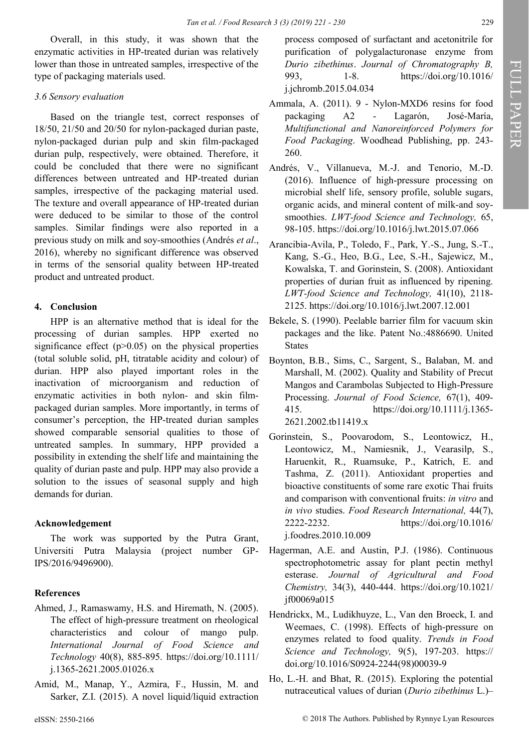Overall, in this study, it was shown that the enzymatic activities in HP-treated durian was relatively lower than those in untreated samples, irrespective of the type of packaging materials used.

### *3.6 Sensory evaluation*

Based on the triangle test, correct responses of 18/50, 21/50 and 20/50 for nylon-packaged durian paste, nylon-packaged durian pulp and skin film-packaged durian pulp, respectively, were obtained. Therefore, it could be concluded that there were no significant differences between untreated and HP-treated durian samples, irrespective of the packaging material used. The texture and overall appearance of HP-treated durian were deduced to be similar to those of the control samples. Similar findings were also reported in a previous study on milk and soy-smoothies (Andrés *et al*., 2016), whereby no significant difference was observed in terms of the sensorial quality between HP-treated product and untreated product.

## 4. Conclusion

HPP is an alternative method that is ideal for the processing of durian samples. HPP exerted no significance effect ($p>0.05$) on the physical properties (total soluble solid, pH, titratable acidity and colour) of durian. HPP also played important roles in the inactivation of microorganism and reduction of enzymatic activities in both nylon- and skin film-packaged durian samples. More importantly, in terms of consumer's perception, the HP-treated durian samples showed comparable sensorial qualities to those of untreated samples. In summary, HPP provided a possibility in extending the shelf life and maintaining the quality of durian paste and pulp. HPP may also provide a solution to the issues of seasonal supply and high demands for durian.

## Acknowledgement

The work was supported by the Putra Grant, Universiti Putra Malaysia (project number GP-IPS/2016/9496900).

## References

Ahmed, J., Ramaswamy, H.S. and Hiremath, N. (2005). The effect of high-pressure treatment on rheological characteristics and colour of mango pulp. *International Journal of Food Science and Technology* 40(8), 885-895. https://doi.org/10.1111/j.1365-2621.2005.01026.x

Amid, M., Manap, Y., Azmira, F., Hussin, M. and Sarker, Z.I. (2015). A novel liquid/liquid extraction process composed of surfactant and acetonitrile for purification of polygalacturonase enzyme from *Durio zibethinus*. *Journal of Chromatography B,* 993, 1-8. https://doi.org/10.1016/j.jchromb.2015.04.034

Ammala, A. (2011). 9 - Nylon-MXD6 resins for food packaging A2 - Lagarón, José-María, *Multifunctional and Nanoreinforced Polymers for Food Packaging*. Woodhead Publishing, pp. 243-260.

Andrés, V., Villanueva, M.-J. and Tenorio, M.-D. (2016). Influence of high-pressure processing on microbial shelf life, sensory profile, soluble sugars, organic acids, and mineral content of milk-and soy-smoothies. *LWT-food Science and Technology,* 65, 98-105. https://doi.org/10.1016/j.lwt.2015.07.066

Arancibia-Avila, P., Toledo, F., Park, Y.-S., Jung, S.-T., Kang, S.-G., Heo, B.G., Lee, S.-H., Sajewicz, M., Kowalska, T. and Gorinstein, S. (2008). Antioxidant properties of durian fruit as influenced by ripening. *LWT-food Science and Technology,* 41(10), 2118-2125. https://doi.org/10.1016/j.lwt.2007.12.001

Bekele, S. (1990). Peelable barrier film for vacuum skin packages and the like. Patent No.:4886690. United States

Boynton, B.B., Sims, C., Sargent, S., Balaban, M. and Marshall, M. (2002). Quality and Stability of Precut Mangos and Carambolas Subjected to High-Pressure Processing. *Journal of Food Science,* 67(1), 409-415. https://doi.org/10.1111/j.1365-2621.2002.tb11419.x

Gorinstein, S., Poovarodom, S., Leontowicz, H., Leontowicz, M., Namiesnik, J., Vearasilp, S., Haruenkit, R., Ruamsuke, P., Katrich, E. and Tashma, Z. (2011). Antioxidant properties and bioactive constituents of some rare exotic Thai fruits and comparison with conventional fruits: *in vitro* and *in vivo* studies. *Food Research International,* 44(7), 2222-2232. https://doi.org/10.1016/j.foodres.2010.10.009

Hagerman, A.E. and Austin, P.J. (1986). Continuous spectrophotometric assay for plant pectin methyl esterase. *Journal of Agricultural and Food Chemistry,* 34(3), 440-444. https://doi.org/10.1021/jf00069a015

Hendrickx, M., Ludikhuyze, L., Van den Broeck, I. and Weemaes, C. (1998). Effects of high-pressure on enzymes related to food quality. *Trends in Food Science and Technology,* 9(5), 197-203. https://doi.org/10.1016/S0924-2244(98)00039-9

Ho, L.-H. and Bhat, R. (2015). Exploring the potential nutraceutical values of durian (*Durio zibethinus* L.)–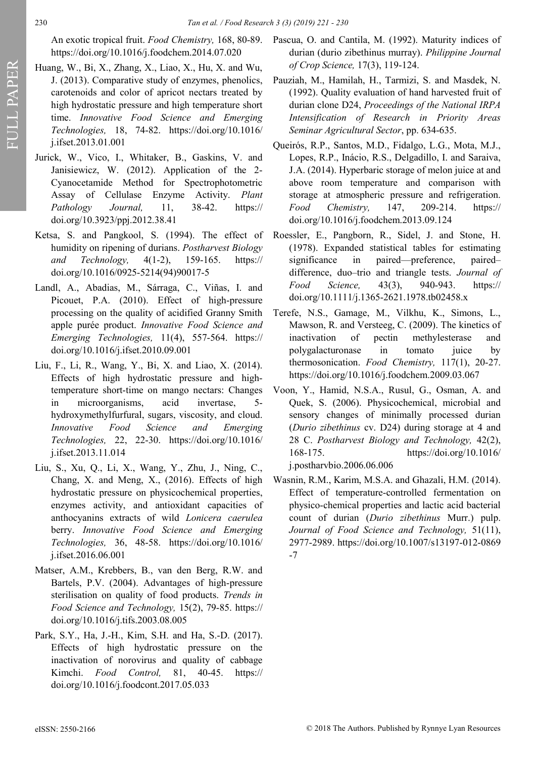An exotic tropical fruit. *Food Chemistry,* 168, 80-89. https://doi.org/10.1016/j.foodchem.2014.07.020

Huang, W., Bi, X., Zhang, X., Liao, X., Hu, X. and Wu, J. (2013). Comparative study of enzymes, phenolics, carotenoids and color of apricot nectars treated by high hydrostatic pressure and high temperature short time. *Innovative Food Science and Emerging Technologies,* 18, 74-82. https://doi.org/10.1016/j.ifset.2013.01.001

Jurick, W., Vico, I., Whitaker, B., Gaskins, V. and Janisiewicz, W. (2012). Application of the 2-Cyanocetamide Method for Spectrophotometric Assay of Cellulase Enzyme Activity. *Plant Pathology Journal,* 11, 38-42. https://doi.org/10.3923/ppj.2012.38.41

Ketsa, S. and Pangkool, S. (1994). The effect of humidity on ripening of durians. *Postharvest Biology and Technology,* 4(1-2), 159-165. https://doi.org/10.1016/0925-5214(94)90017-5

Landl, A., Abadias, M., Sárraga, C., Viñas, I. and Picouet, P.A. (2010). Effect of high-pressure processing on the quality of acidified Granny Smith apple purée product. *Innovative Food Science and Emerging Technologies,* 11(4), 557-564. https://doi.org/10.1016/j.ifset.2010.09.001

Liu, F., Li, R., Wang, Y., Bi, X. and Liao, X. (2014). Effects of high hydrostatic pressure and high-temperature short-time on mango nectars: Changes in microorganisms, acid invertase, 5-hydroxymethylfurfural, sugars, viscosity, and cloud. *Innovative Food Science and Emerging Technologies,* 22, 22-30. https://doi.org/10.1016/j.ifset.2013.11.014

Liu, S., Xu, Q., Li, X., Wang, Y., Zhu, J., Ning, C., Chang, X. and Meng, X., (2016). Effects of high hydrostatic pressure on physicochemical properties, enzymes activity, and antioxidant capacities of anthocyanins extracts of wild *Lonicera caerulea* berry. *Innovative Food Science and Emerging Technologies,* 36, 48-58. https://doi.org/10.1016/j.ifset.2016.06.001

Matser, A.M., Krebbers, B., van den Berg, R.W. and Bartels, P.V. (2004). Advantages of high-pressure sterilisation on quality of food products. *Trends in Food Science and Technology,* 15(2), 79-85. https://doi.org/10.1016/j.tifs.2003.08.005

Park, S.Y., Ha, J.-H., Kim, S.H. and Ha, S.-D. (2017). Effects of high hydrostatic pressure on the inactivation of norovirus and quality of cabbage Kimchi. *Food Control,* 81, 40-45. https://doi.org/10.1016/j.foodcont.2017.05.033

Pascua, O. and Cantila, M. (1992). Maturity indices of durian (durio zibethinus murray). *Philippine Journal of Crop Science,* 17(3), 119-124.

Pauziah, M., Hamilah, H., Tarmizi, S. and Masdek, N. (1992). Quality evaluation of hand harvested fruit of durian clone D24, *Proceedings of the National IRPA Intensification of Research in Priority Areas Seminar Agricultural Sector*, pp. 634-635.

Queirós, R.P., Santos, M.D., Fidalgo, L.G., Mota, M.J., Lopes, R.P., Inácio, R.S., Delgadillo, I. and Saraiva, J.A. (2014). Hyperbaric storage of melon juice at and above room temperature and comparison with storage at atmospheric pressure and refrigeration. *Food Chemistry,* 147, 209-214. https://doi.org/10.1016/j.foodchem.2013.09.124

Roessler, E., Pangborn, R., Sidel, J. and Stone, H. (1978). Expanded statistical tables for estimating significance in paired—preference, paired–difference, duo–trio and triangle tests. *Journal of Food Science,* 43(3), 940-943. https://doi.org/10.1111/j.1365-2621.1978.tb02458.x

Terefe, N.S., Gamage, M., Vilkhu, K., Simons, L., Mawson, R. and Versteeg, C. (2009). The kinetics of inactivation of pectin methylesterase and polygalacturonase in tomato juice by thermosonication. *Food Chemistry,* 117(1), 20-27. https://doi.org/10.1016/j.foodchem.2009.03.067

Voon, Y., Hamid, N.S.A., Rusul, G., Osman, A. and Quek, S. (2006). Physicochemical, microbial and sensory changes of minimally processed durian (*Durio zibethinus* cv. D24) during storage at 4 and 28 C. *Postharvest Biology and Technology,* 42(2), 168-175. https://doi.org/10.1016/j.postharvbio.2006.06.006

Wasnin, R.M., Karim, M.S.A. and Ghazali, H.M. (2014). Effect of temperature-controlled fermentation on physico-chemical properties and lactic acid bacterial count of durian (*Durio zibethinus* Murr.) pulp. *Journal of Food Science and Technology,* 51(11), 2977-2989. https://doi.org/10.1007/s13197-012-0869-7